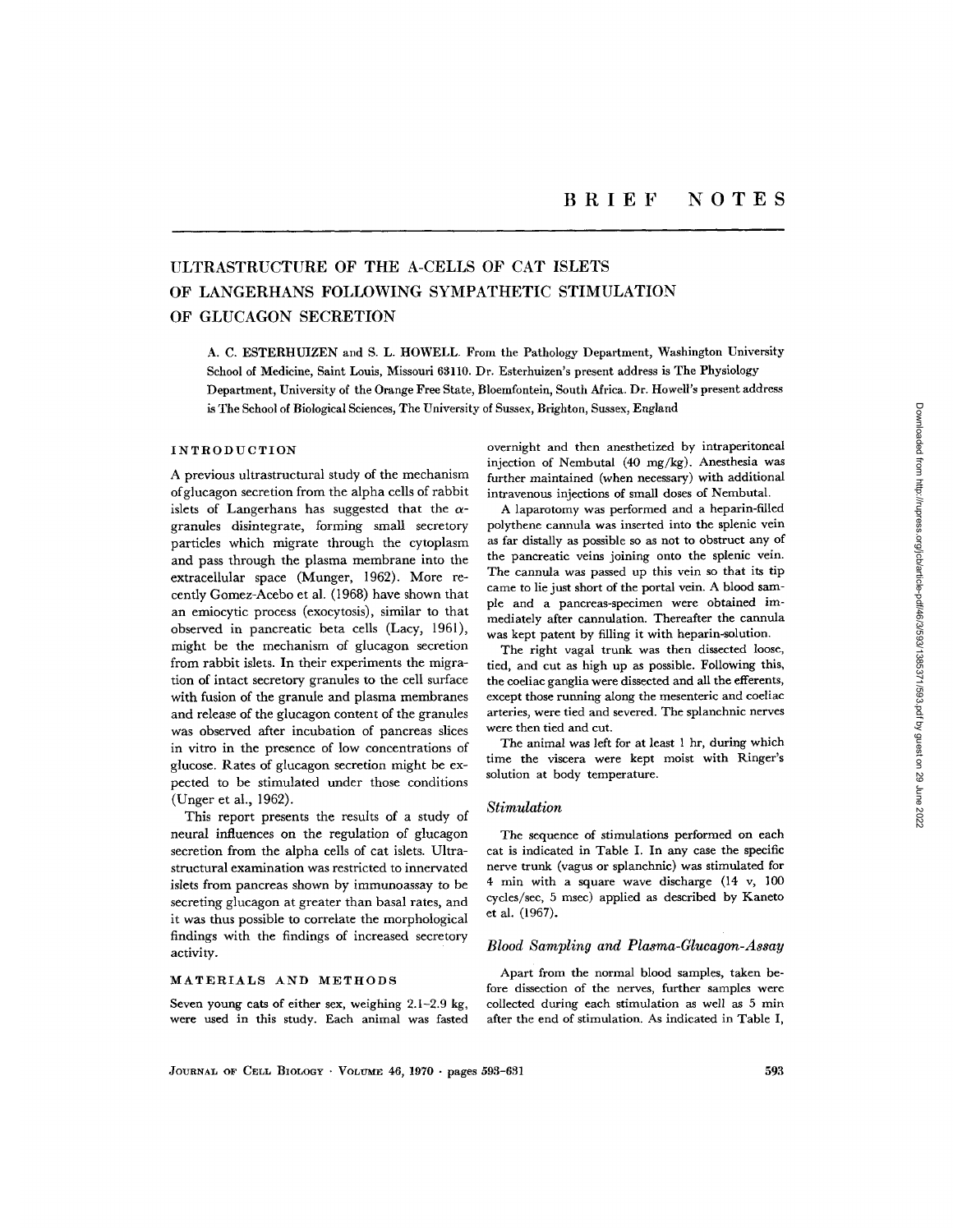# BRIEF NOTES

## ULTRASTRUCTURE OF THE A-CELLS OF CAT ISLETS OF LANGERHANS FOLLOWING SYMPATHETIC STIMULATION OF GLUCAGON SECRETION

A. C. ESTERHUIZEN and S. L. HOWELL. From the Pathology Department, Washington University School of Medicine, Saint Louis, Missouri 63110. Dr. Esterhuizen's present address is The Physiology Department, University of the Orange Free State, Bloemfontein, South Africa. Dr. Howell's present address is The School of Biological Sciences, The University of Sussex, Brighton, Sussex, England

### INTRODUCTION

A previous ultrastructural study of the mechanism of glucagon secretion from the alpha cells of rabbit islets of Langerhans has suggested that the $\alpha$-granules disintegrate, forming small secretory particles which migrate through the cytoplasm and pass through the plasma membrane into the extracellular space (Munger, 1962). More recently Gomez-Acebo et al. (1968) have shown that an emiocytic process (exocytosis), similar to that observed in pancreatic beta cells (Lacy, 1961), might be the mechanism of glucagon secretion from rabbit islets. In their experiments the migration of intact secretory granules to the cell surface with fusion of the granule and plasma membranes and release of the glucagon content of the granules was observed after incubation of pancreas slices in vitro in the presence of low concentrations of glucose. Rates of glucagon secretion might be expected to be stimulated under those conditions (Unger et al., 1962).

This report presents the results of a study of neural influences on the regulation of glucagon secretion from the alpha cells of cat islets. Ultrastructural examination was restricted to innervated islets from pancreas shown by immunoassay to be secreting glucagon at greater than basal rates, and it was thus possible to correlate the morphological findings with the findings of increased secretory activity.

### MATERIALS AND METHODS

Seven young cats of either sex, weighing 2.1–2.9 kg, were used in this study. Each animal was fasted overnight and then anesthetized by intraperitoneal injection of Nembutal (40 mg/kg). Anesthesia was further maintained (when necessary) with additional intravenous injections of small doses of Nembutal.

A laparotomy was performed and a heparin-filled polythene cannula was inserted into the splenic vein as far distally as possible so as not to obstruct any of the pancreatic veins joining onto the splenic vein. The cannula was passed up this vein so that its tip came to lie just short of the portal vein. A blood sample and a pancreas-specimen were obtained immediately after cannulation. Thereafter the cannula was kept patent by filling it with heparin-solution.

The right vagal trunk was then dissected loose, tied, and cut as high up as possible. Following this, the coeliac ganglia were dissected and all the efferents, except those running along the mesenteric and coeliac arteries, were tied and severed. The splanchnic nerves were then tied and cut.

The animal was left for at least 1 hr, during which time the viscera were kept moist with Ringer's solution at body temperature.

#### *Stimulation*

The sequence of stimulations performed on each cat is indicated in Table I. In any case the specific nerve trunk (vagus or splanchnic) was stimulated for 4 min with a square wave discharge (14 v, 100 cycles/sec, 5 msec) applied as described by Kaneto et al. (1967).

#### *Blood Sampling and Plasma-Glucagon-Assay*

Apart from the normal blood samples, taken before dissection of the nerves, further samples were collected during each stimulation as well as 5 min after the end of stimulation. As indicated in Table I,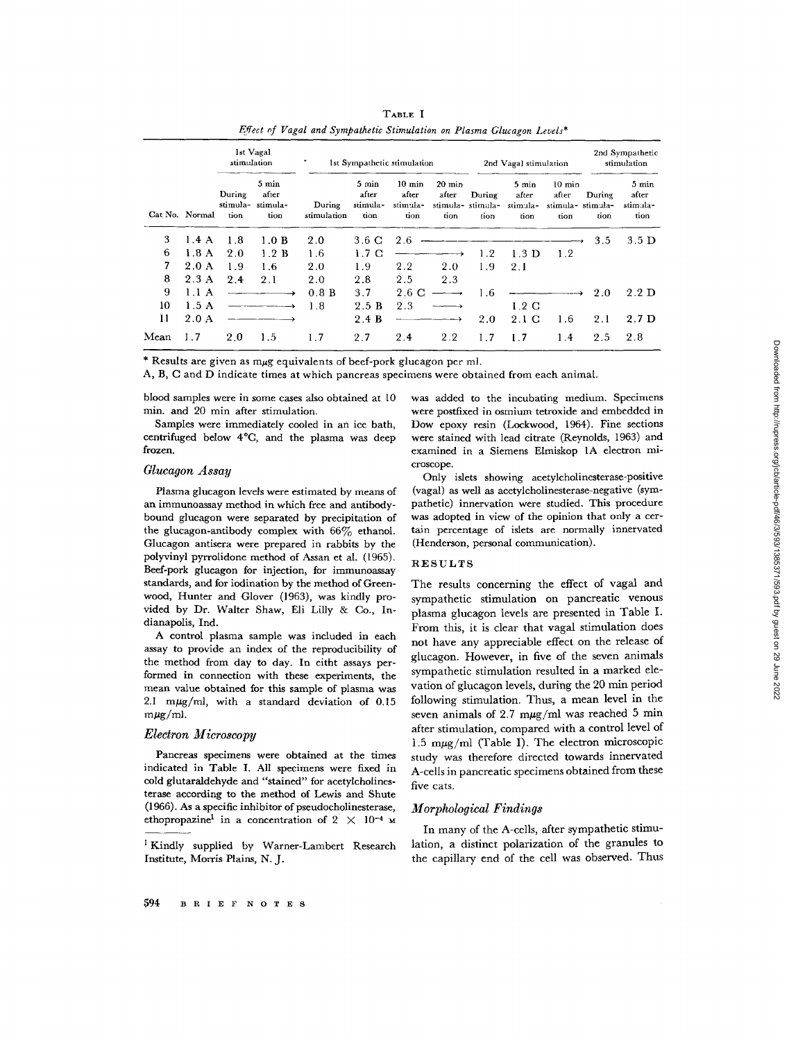TABLE I

*Effect of Vagal and Sympathetic Stimulation on Plasma Glucagon Levels**

| Cat No. | Normal | 1st Vagal stimulation | | 1st Sympathetic stimulation | | | | 2nd Vagal stimulation | | | 2nd Sympathetic stimulation | |
|---|---|---|---|---|---|---|---|---|---|---|---|---|
| | | During stimulation | 5 min after stimulation | During stimulation | 5 min after stimulation | 10 min after stimulation | 20 min after stimulation | During stimulation | 5 min after stimulation | 10 min after stimulation | During stimulation | 5 min after stimulation |
| 3 | 1.4 A | 1.8 | 1.0 B | 2.0 | 3.6 C | 2.6 | → | → | → | → | 3.5 | 3.5 D |
| 6 | 1.8 A | 2.0 | 1.2 B | 1.6 | 1.7 C | → | → | 1.2 | 1.3 D | 1.2 | | |
| 7 | 2.0 A | 1.9 | 1.6 | 2.0 | 1.9 | 2.2 | 2.0 | 1.9 | 2.1 | | | |
| 8 | 2.3 A | 2.4 | 2.1 | 2.0 | 2.8 | 2.5 | 2.3 | | | | | |
| 9 | 1.1 A | → | → | 0.8 B | 3.7 | 2.6 C | → | 1.6 | → | → | 2.0 | 2.2 D |
| 10 | 1.5 A | → | → | 1.8 | 2.5 B | 2.3 | → | | 1.2 C | | | |
| 11 | 2.0 A | → | → | | 2.4 B | → | → | 2.0 | 2.1 C | 1.6 | 2.1 | 2.7 D |
| Mean | 1.7 | 2.0 | 1.5 | 1.7 | 2.7 | 2.4 | 2.2 | 1.7 | 1.7 | 1.4 | 2.5 | 2.8 |

\* Results are given as mμg equivalents of beef-pork glucagon per ml.

A, B, C and D indicate times at which pancreas specimens were obtained from each animal.

blood samples were in some cases also obtained at 10 min. and 20 min after stimulation.

Samples were immediately cooled in an ice bath, centrifuged below 4°C, and the plasma was deep frozen.

### *Glucagon Assay*

Plasma glucagon levels were estimated by means of an immunoassay method in which free and antibody-bound glucagon were separated by precipitation of the glucagon-antibody complex with 66% ethanol. Glucagon antisera were prepared in rabbits by the polyvinyl pyrrolidone method of Assan et al. (1965). Beef-pork glucagon for injection, for immunoassay standards, and for iodination by the method of Greenwood, Hunter and Glover (1963), was kindly provided by Dr. Walter Shaw, Eli Lilly & Co., Indianapolis, Ind.

A control plasma sample was included in each assay to provide an index of the reproducibility of the method from day to day. In eitht assays performed in connection with these experiments, the mean value obtained for this sample of plasma was 2.1 mμg/ml, with a standard deviation of 0.15 mμg/ml.

### *Electron Microscopy*

Pancreas specimens were obtained at the times indicated in Table I. All specimens were fixed in cold glutaraldehyde and "stained" for acetylcholinesterase according to the method of Lewis and Shute (1966). As a specific inhibitor of pseudocholinesterase, ethopropazine[1] in a concentration of $2 \times 10^{-4}$ M was added to the incubating medium. Specimens were postfixed in osmium tetroxide and embedded in Dow epoxy resin (Lockwood, 1964). Fine sections were stained with lead citrate (Reynolds, 1963) and examined in a Siemens Elmiskop 1A electron microscope.

Only islets showing acetylcholinesterase-positive (vagal) as well as acetylcholinesterase-negative (sympathetic) innervation were studied. This procedure was adopted in view of the opinion that only a certain percentage of islets are normally innervated (Henderson, personal communication).

## RESULTS

The results concerning the effect of vagal and sympathetic stimulation on pancreatic venous plasma glucagon levels are presented in Table I. From this, it is clear that vagal stimulation does not have any appreciable effect on the release of glucagon. However, in five of the seven animals sympathetic stimulation resulted in a marked elevation of glucagon levels, during the 20 min period following stimulation. Thus, a mean level in the seven animals of 2.7 mμg/ml was reached 5 min after stimulation, compared with a control level of 1.5 mμg/ml (Table I). The electron microscopic study was therefore directed towards innervated A-cells in pancreatic specimens obtained from these five cats.

### *Morphological Findings*

In many of the A-cells, after sympathetic stimulation, a distinct polarization of the granules to the capillary end of the cell was observed. Thus

[1] Kindly supplied by Warner-Lambert Research Institute, Morris Plains, N. J.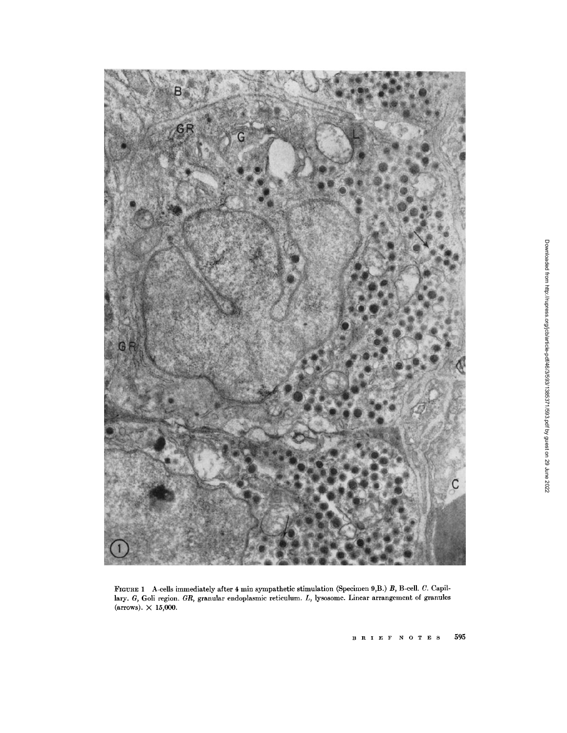FIGURE 1 A-cells immediately after 4 min sympathetic stimulation (Specimen 9,B.) *B*, B-cell. *C*. Capillary. *G*, Goli region. *GR*, granular endoplasmic reticulum. *L*, lysosome. Linear arrangement of granules (arrows). × 15,000.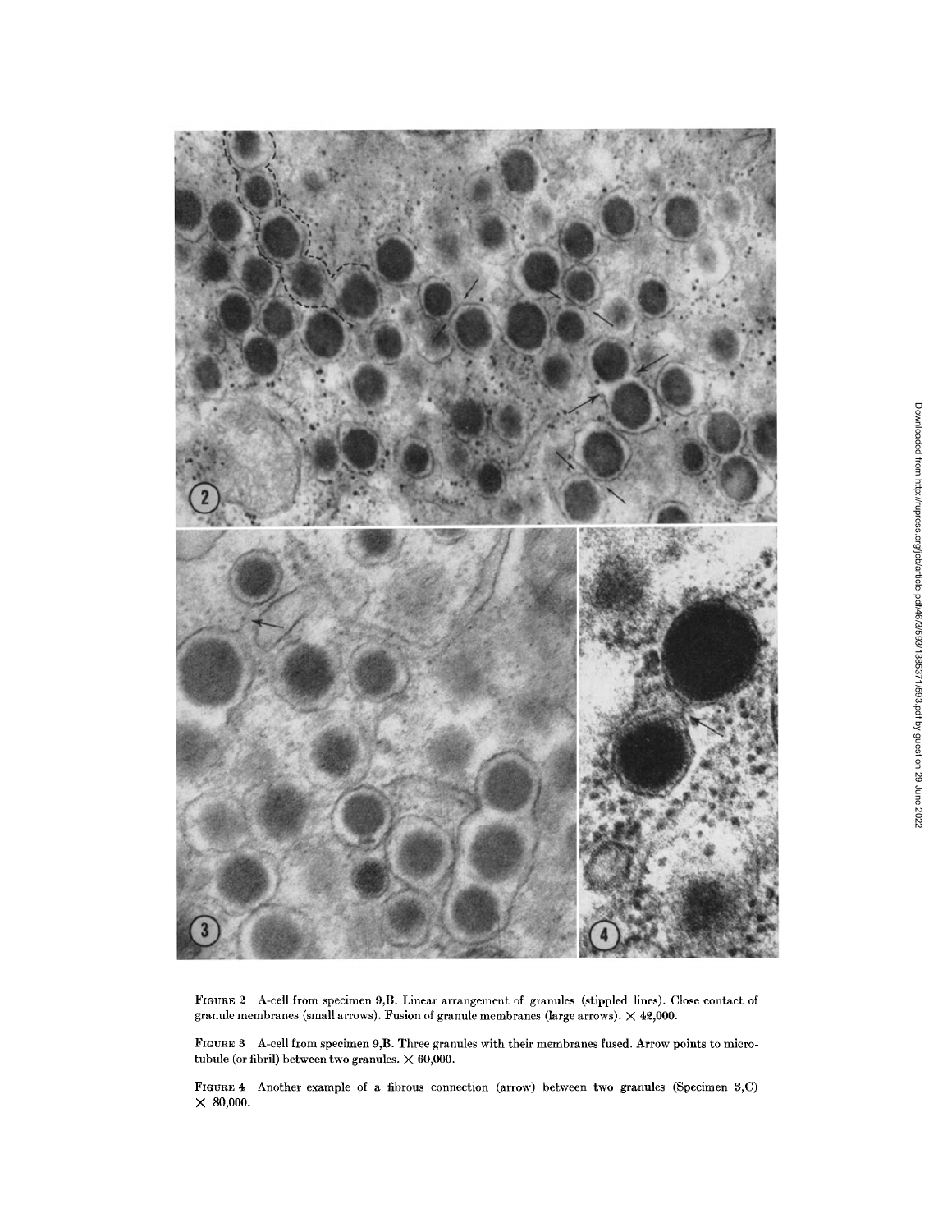FIGURE 2 A-cell from specimen 9,B. Linear arrangement of granules (stippled lines). Close contact of granule membranes (small arrows). Fusion of granule membranes (large arrows). $\times$ 42,000.

FIGURE 3 A-cell from specimen 9,B. Three granules with their membranes fused. Arrow points to microtubule (or fibril) between two granules. $\times$ 60,000.

FIGURE 4 Another example of a fibrous connection (arrow) between two granules (Specimen 3,C) $\times$ 80,000.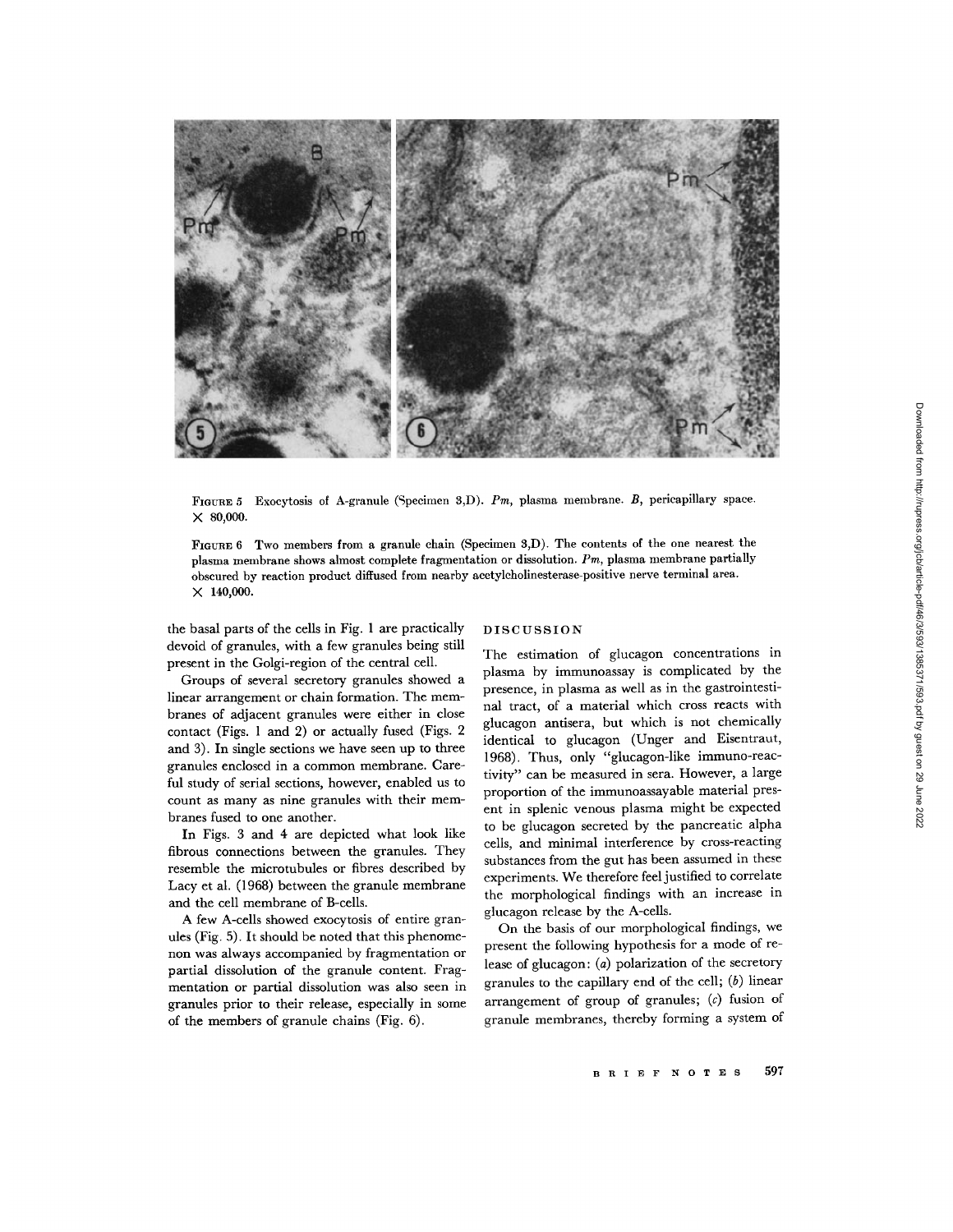FIGURE 5 Exocytosis of A-granule (Specimen 3,D). *Pm*, plasma membrane. *B*, pericapillary space. × 80,000.

FIGURE 6 Two members from a granule chain (Specimen 3,D). The contents of the one nearest the plasma membrane shows almost complete fragmentation or dissolution. *Pm*, plasma membrane partially obscured by reaction product diffused from nearby acetylcholinesterase-positive nerve terminal area. × 140,000.

the basal parts of the cells in Fig. 1 are practically devoid of granules, with a few granules being still present in the Golgi-region of the central cell.

Groups of several secretory granules showed a linear arrangement or chain formation. The membranes of adjacent granules were either in close contact (Figs. 1 and 2) or actually fused (Figs. 2 and 3). In single sections we have seen up to three granules enclosed in a common membrane. Careful study of serial sections, however, enabled us to count as many as nine granules with their membranes fused to one another.

In Figs. 3 and 4 are depicted what look like fibrous connections between the granules. They resemble the microtubules or fibres described by Lacy et al. (1968) between the granule membrane and the cell membrane of B-cells.

A few A-cells showed exocytosis of entire granules (Fig. 5). It should be noted that this phenomenon was always accompanied by fragmentation or partial dissolution of the granule content. Fragmentation or partial dissolution was also seen in granules prior to their release, especially in some of the members of granule chains (Fig. 6).

## DISCUSSION

The estimation of glucagon concentrations in plasma by immunoassay is complicated by the presence, in plasma as well as in the gastrointestinal tract, of a material which cross reacts with glucagon antisera, but which is not chemically identical to glucagon (Unger and Eisentraut, 1968). Thus, only "glucagon-like immuno-reactivity" can be measured in sera. However, a large proportion of the immunoassayable material present in splenic venous plasma might be expected to be glucagon secreted by the pancreatic alpha cells, and minimal interference by cross-reacting substances from the gut has been assumed in these experiments. We therefore feel justified to correlate the morphological findings with an increase in glucagon release by the A-cells.

On the basis of our morphological findings, we present the following hypothesis for a mode of release of glucagon: (*a*) polarization of the secretory granules to the capillary end of the cell; (*b*) linear arrangement of group of granules; (*c*) fusion of granule membranes, thereby forming a system of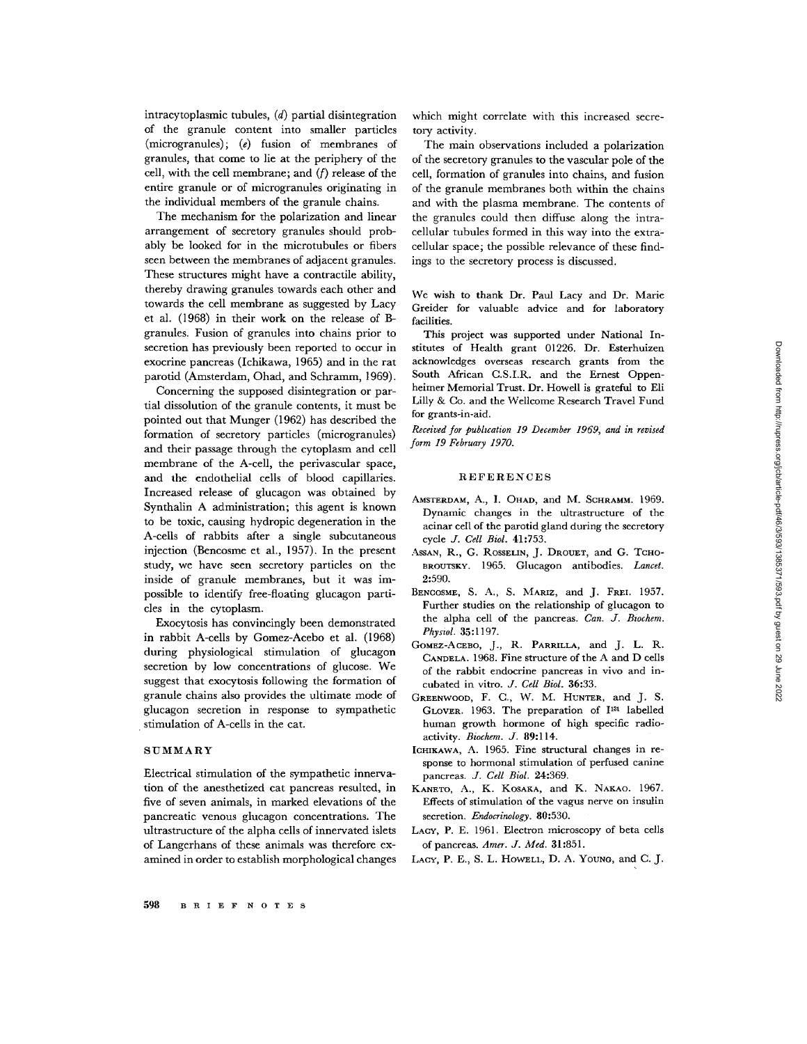intracytoplasmic tubules, (*d*) partial disintegration of the granule content into smaller particles (microgranules); (*e*) fusion of membranes of granules, that come to lie at the periphery of the cell, with the cell membrane; and (*f*) release of the entire granule or of microgranules originating in the individual members of the granule chains.

The mechanism for the polarization and linear arrangement of secretory granules should probably be looked for in the microtubules or fibers seen between the membranes of adjacent granules. These structures might have a contractile ability, thereby drawing granules towards each other and towards the cell membrane as suggested by Lacy et al. (1968) in their work on the release of B-granules. Fusion of granules into chains prior to secretion has previously been reported to occur in exocrine pancreas (Ichikawa, 1965) and in the rat parotid (Amsterdam, Ohad, and Schramm, 1969).

Concerning the supposed disintegration or partial dissolution of the granule contents, it must be pointed out that Munger (1962) has described the formation of secretory particles (microgranules) and their passage through the cytoplasm and cell membrane of the A-cell, the perivascular space, and the endothelial cells of blood capillaries. Increased release of glucagon was obtained by Synthalin A administration; this agent is known to be toxic, causing hydropic degeneration in the A-cells of rabbits after a single subcutaneous injection (Bencosme et al., 1957). In the present study, we have seen secretory particles on the inside of granule membranes, but it was impossible to identify free-floating glucagon particles in the cytoplasm.

Exocytosis has convincingly been demonstrated in rabbit A-cells by Gomez-Acebo et al. (1968) during physiological stimulation of glucagon secretion by low concentrations of glucose. We suggest that exocytosis following the formation of granule chains also provides the ultimate mode of glucagon secretion in response to sympathetic stimulation of A-cells in the cat.

## SUMMARY

Electrical stimulation of the sympathetic innervation of the anesthetized cat pancreas resulted, in five of seven animals, in marked elevations of the pancreatic venous glucagon concentrations. The ultrastructure of the alpha cells of innervated islets of Langerhans of these animals was therefore examined in order to establish morphological changes which might correlate with this increased secretory activity.

The main observations included a polarization of the secretory granules to the vascular pole of the cell, formation of granules into chains, and fusion of the granule membranes both within the chains and with the plasma membrane. The contents of the granules could then diffuse along the intracellular tubules formed in this way into the extracellular space; the possible relevance of these findings to the secretory process is discussed.

We wish to thank Dr. Paul Lacy and Dr. Marie Greider for valuable advice and for laboratory facilities.

This project was supported under National Institutes of Health grant 01226. Dr. Esterhuizen acknowledges overseas research grants from the South African C.S.I.R. and the Ernest Oppenheimer Memorial Trust. Dr. Howell is grateful to Eli Lilly & Co. and the Wellcome Research Travel Fund for grants-in-aid.

*Received for publication 19 December 1969, and in revised form 19 February 1970.*

## REFERENCES

AMSTERDAM, A., I. OHAD, and M. SCHRAMM. 1969. Dynamic changes in the ultrastructure of the acinar cell of the parotid gland during the secretory cycle *J. Cell Biol.* **41**:753.

ASSAN, R., G. ROSSELIN, J. DROUET, and G. TCHOBROUTSKY. 1965. Glucagon antibodies. *Lancet.* **2**:590.

BENCOSME, S. A., S. MARIZ, and J. FREI. 1957. Further studies on the relationship of glucagon to the alpha cell of the pancreas. *Can. J. Biochem. Physiol.* **35**:1197.

GOMEZ-ACEBO, J., R. PARRILLA, and J. L. R. CANDELA. 1968. Fine structure of the A and D cells of the rabbit endocrine pancreas in vivo and incubated in vitro. *J. Cell Biol.* **36**:33.

GREENWOOD, F. C., W. M. HUNTER, and J. S. GLOVER. 1963. The preparation of $I^{131}$ labelled human growth hormone of high specific radioactivity. *Biochem. J.* **89**:114.

ICHIKAWA, A. 1965. Fine structural changes in response to hormonal stimulation of perfused canine pancreas. *J. Cell Biol.* **24**:369.

KANETO, A., K. KOSAKA, and K. NAKAO. 1967. Effects of stimulation of the vagus nerve on insulin secretion. *Endocrinology.* **80**:530.

LACY, P. E. 1961. Electron microscopy of beta cells of pancreas. *Amer. J. Med.* **31**:851.

LACY, P. E., S. L. HOWELL, D. A. YOUNG, and C. J.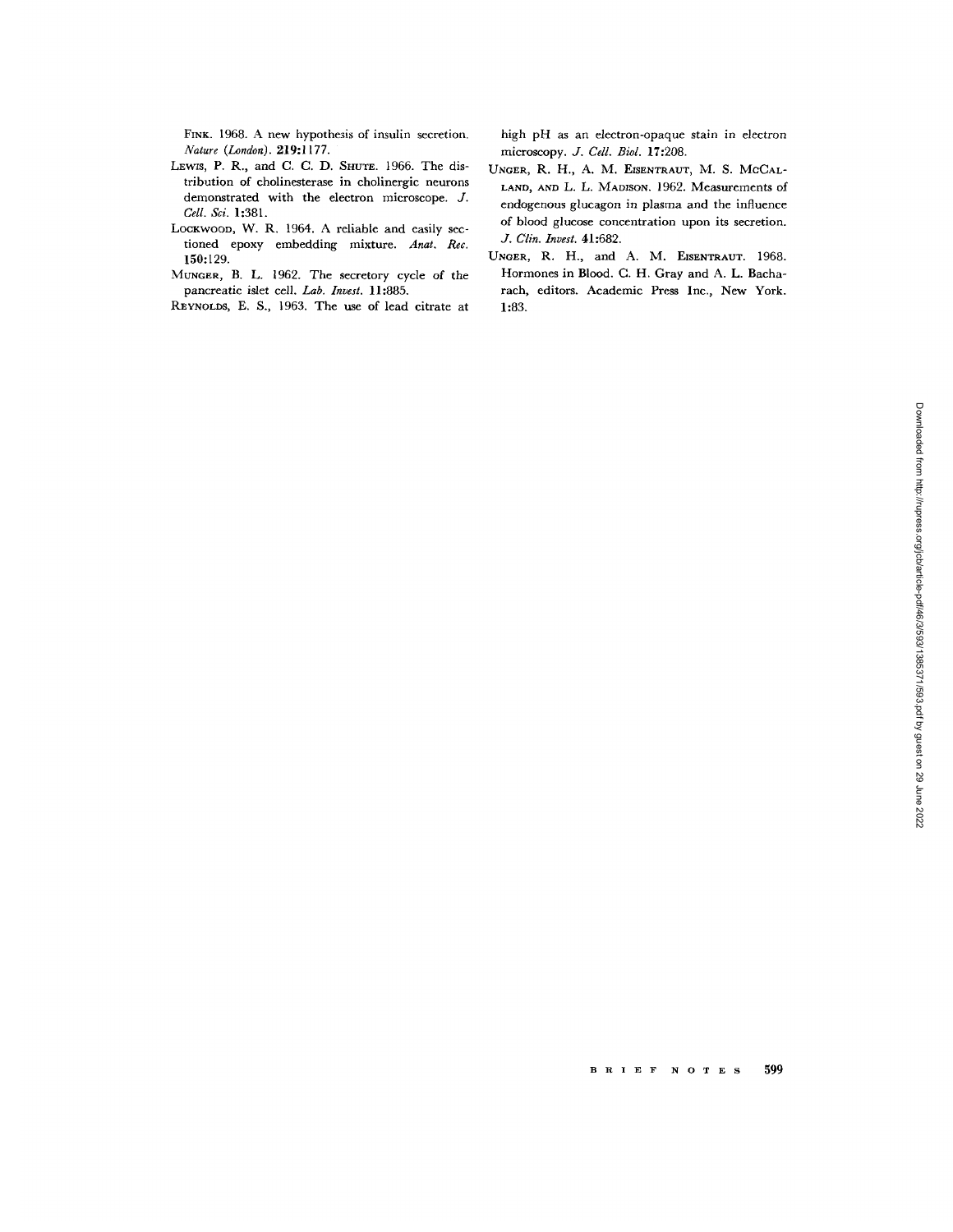Fink. 1968. A new hypothesis of insulin secretion. *Nature (London)*. **219:**1177.

Lewis, P. R., and C. C. D. Shute. 1966. The distribution of cholinesterase in cholinergic neurons demonstrated with the electron microscope. *J. Cell. Sci.* **1:**381.

Lockwood, W. R. 1964. A reliable and easily sectioned epoxy embedding mixture. *Anat. Rec.* **150:**129.

Munger, B. L. 1962. The secretory cycle of the pancreatic islet cell. *Lab. Invest.* **11:**885.

Reynolds, E. S., 1963. The use of lead citrate at high pH as an electron-opaque stain in electron microscopy. *J. Cell. Biol.* **17:**208.

Unger, R. H., A. M. Eisentraut, M. S. McCalland, and L. L. Madison. 1962. Measurements of endogenous glucagon in plasma and the influence of blood glucose concentration upon its secretion. *J. Clin. Invest.* **41:**682.

Unger, R. H., and A. M. Eisentraut. 1968. Hormones in Blood. C. H. Gray and A. L. Bacharach, editors. Academic Press Inc., New York. **1:**83.